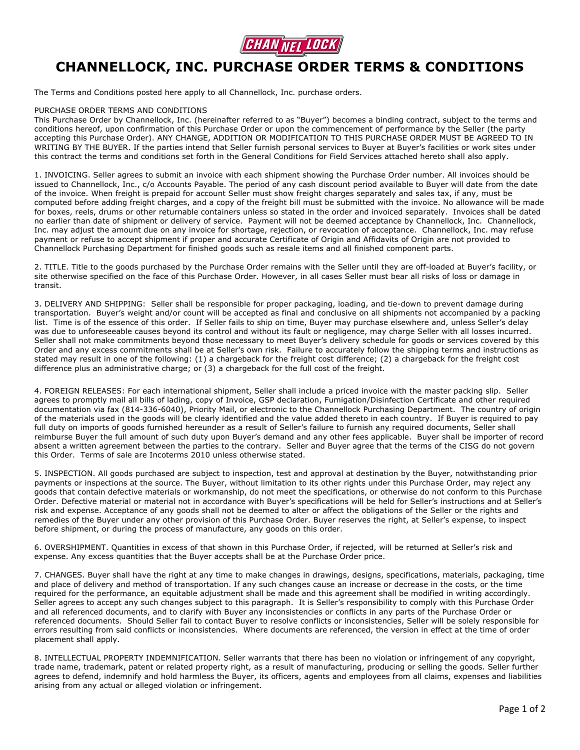# CHANNELLOCK, INC. PURCHASE ORDER TERMS & CONDITIONS

The Terms and Conditions posted here apply to all Channellock, Inc. purchase orders.

PURCHASE ORDER TERMS AND CONDITIONS

This Purchase Order by Channellock, Inc. (hereinafter referred to as "Buyer") becomes a binding contract, subject to the terms and conditions hereof, upon confirmation of this Purchase Order or upon the commencement of performance by the Seller (the party accepting this Purchase Order). ANY CHANGE, ADDITION OR MODIFICATION TO THIS PURCHASE ORDER MUST BE AGREED TO IN WRITING BY THE BUYER. If the parties intend that Seller furnish personal services to Buyer at Buyer's facilities or work sites under this contract the terms and conditions set forth in the General Conditions for Field Services attached hereto shall also apply.

1. INVOICING. Seller agrees to submit an invoice with each shipment showing the Purchase Order number. All invoices should be issued to Channellock, Inc., c/o Accounts Payable. The period of any cash discount period available to Buyer will date from the date of the invoice. When freight is prepaid for account Seller must show freight charges separately and sales tax, if any, must be computed before adding freight charges, and a copy of the freight bill must be submitted with the invoice. No allowance will be made for boxes, reels, drums or other returnable containers unless so stated in the order and invoiced separately. Invoices shall be dated no earlier than date of shipment or delivery of service. Payment will not be deemed acceptance by Channellock, Inc. Channellock, Inc. may adjust the amount due on any invoice for shortage, rejection, or revocation of acceptance. Channellock, Inc. may refuse payment or refuse to accept shipment if proper and accurate Certificate of Origin and Affidavits of Origin are not provided to Channellock Purchasing Department for finished goods such as resale items and all finished component parts.

2. TITLE. Title to the goods purchased by the Purchase Order remains with the Seller until they are off-loaded at Buyer's facility, or site otherwise specified on the face of this Purchase Order. However, in all cases Seller must bear all risks of loss or damage in transit.

3. DELIVERY AND SHIPPING: Seller shall be responsible for proper packaging, loading, and tie-down to prevent damage during transportation. Buyer's weight and/or count will be accepted as final and conclusive on all shipments not accompanied by a packing list. Time is of the essence of this order. If Seller fails to ship on time, Buyer may purchase elsewhere and, unless Seller's delay was due to unforeseeable causes beyond its control and without its fault or negligence, may charge Seller with all losses incurred. Seller shall not make commitments beyond those necessary to meet Buyer's delivery schedule for goods or services covered by this Order and any excess commitments shall be at Seller's own risk. Failure to accurately follow the shipping terms and instructions as stated may result in one of the following: (1) a chargeback for the freight cost difference; (2) a chargeback for the freight cost difference plus an administrative charge; or (3) a chargeback for the full cost of the freight.

4. FOREIGN RELEASES: For each international shipment, Seller shall include a priced invoice with the master packing slip. Seller agrees to promptly mail all bills of lading, copy of Invoice, GSP declaration, Fumigation/Disinfection Certificate and other required documentation via fax (814-336-6040), Priority Mail, or electronic to the Channellock Purchasing Department. The country of origin of the materials used in the goods will be clearly identified and the value added thereto in each country. If Buyer is required to pay full duty on imports of goods furnished hereunder as a result of Seller's failure to furnish any required documents, Seller shall reimburse Buyer the full amount of such duty upon Buyer's demand and any other fees applicable. Buyer shall be importer of record absent a written agreement between the parties to the contrary. Seller and Buyer agree that the terms of the CISG do not govern this Order. Terms of sale are Incoterms 2010 unless otherwise stated.

5. INSPECTION. All goods purchased are subject to inspection, test and approval at destination by the Buyer, notwithstanding prior payments or inspections at the source. The Buyer, without limitation to its other rights under this Purchase Order, may reject any goods that contain defective materials or workmanship, do not meet the specifications, or otherwise do not conform to this Purchase Order. Defective material or material not in accordance with Buyer's specifications will be held for Seller's instructions and at Seller's risk and expense. Acceptance of any goods shall not be deemed to alter or affect the obligations of the Seller or the rights and remedies of the Buyer under any other provision of this Purchase Order. Buyer reserves the right, at Seller's expense, to inspect before shipment, or during the process of manufacture, any goods on this order.

6. OVERSHIPMENT. Quantities in excess of that shown in this Purchase Order, if rejected, will be returned at Seller's risk and expense. Any excess quantities that the Buyer accepts shall be at the Purchase Order price.

7. CHANGES. Buyer shall have the right at any time to make changes in drawings, designs, specifications, materials, packaging, time and place of delivery and method of transportation. If any such changes cause an increase or decrease in the costs, or the time required for the performance, an equitable adjustment shall be made and this agreement shall be modified in writing accordingly. Seller agrees to accept any such changes subject to this paragraph. It is Seller's responsibility to comply with this Purchase Order and all referenced documents, and to clarify with Buyer any inconsistencies or conflicts in any parts of the Purchase Order or referenced documents. Should Seller fail to contact Buyer to resolve conflicts or inconsistencies, Seller will be solely responsible for errors resulting from said conflicts or inconsistencies. Where documents are referenced, the version in effect at the time of order placement shall apply.

8. INTELLECTUAL PROPERTY INDEMNIFICATION. Seller warrants that there has been no violation or infringement of any copyright, trade name, trademark, patent or related property right, as a result of manufacturing, producing or selling the goods. Seller further agrees to defend, indemnify and hold harmless the Buyer, its officers, agents and employees from all claims, expenses and liabilities arising from any actual or alleged violation or infringement.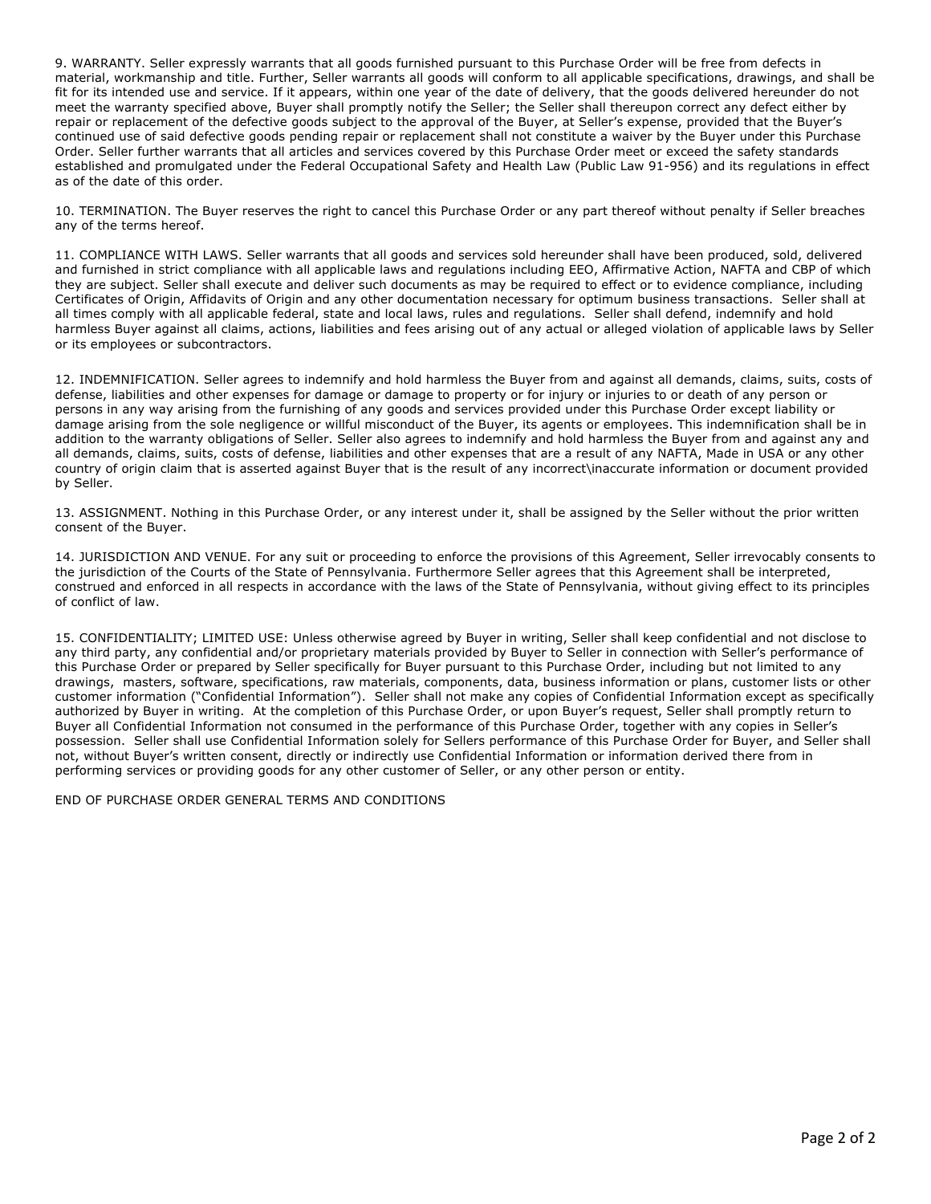9. WARRANTY. Seller expressly warrants that all goods furnished pursuant to this Purchase Order will be free from defects in material, workmanship and title. Further, Seller warrants all goods will conform to all applicable specifications, drawings, and shall be fit for its intended use and service. If it appears, within one year of the date of delivery, that the goods delivered hereunder do not meet the warranty specified above, Buyer shall promptly notify the Seller; the Seller shall thereupon correct any defect either by repair or replacement of the defective goods subject to the approval of the Buyer, at Seller's expense, provided that the Buyer's continued use of said defective goods pending repair or replacement shall not constitute a waiver by the Buyer under this Purchase Order. Seller further warrants that all articles and services covered by this Purchase Order meet or exceed the safety standards established and promulgated under the Federal Occupational Safety and Health Law (Public Law 91-956) and its regulations in effect as of the date of this order.

10. TERMINATION. The Buyer reserves the right to cancel this Purchase Order or any part thereof without penalty if Seller breaches any of the terms hereof.

11. COMPLIANCE WITH LAWS. Seller warrants that all goods and services sold hereunder shall have been produced, sold, delivered and furnished in strict compliance with all applicable laws and regulations including EEO, Affirmative Action, NAFTA and CBP of which they are subject. Seller shall execute and deliver such documents as may be required to effect or to evidence compliance, including Certificates of Origin, Affidavits of Origin and any other documentation necessary for optimum business transactions. Seller shall at all times comply with all applicable federal, state and local laws, rules and regulations. Seller shall defend, indemnify and hold harmless Buyer against all claims, actions, liabilities and fees arising out of any actual or alleged violation of applicable laws by Seller or its employees or subcontractors.

12. INDEMNIFICATION. Seller agrees to indemnify and hold harmless the Buyer from and against all demands, claims, suits, costs of defense, liabilities and other expenses for damage or damage to property or for injury or injuries to or death of any person or persons in any way arising from the furnishing of any goods and services provided under this Purchase Order except liability or damage arising from the sole negligence or willful misconduct of the Buyer, its agents or employees. This indemnification shall be in addition to the warranty obligations of Seller. Seller also agrees to indemnify and hold harmless the Buyer from and against any and all demands, claims, suits, costs of defense, liabilities and other expenses that are a result of any NAFTA, Made in USA or any other country of origin claim that is asserted against Buyer that is the result of any incorrect\inaccurate information or document provided by Seller.

13. ASSIGNMENT. Nothing in this Purchase Order, or any interest under it, shall be assigned by the Seller without the prior written consent of the Buyer.

14. JURISDICTION AND VENUE. For any suit or proceeding to enforce the provisions of this Agreement, Seller irrevocably consents to the jurisdiction of the Courts of the State of Pennsylvania. Furthermore Seller agrees that this Agreement shall be interpreted, construed and enforced in all respects in accordance with the laws of the State of Pennsylvania, without giving effect to its principles of conflict of law.

15. CONFIDENTIALITY; LIMITED USE: Unless otherwise agreed by Buyer in writing, Seller shall keep confidential and not disclose to any third party, any confidential and/or proprietary materials provided by Buyer to Seller in connection with Seller's performance of this Purchase Order or prepared by Seller specifically for Buyer pursuant to this Purchase Order, including but not limited to any drawings, masters, software, specifications, raw materials, components, data, business information or plans, customer lists or other customer information ("Confidential Information"). Seller shall not make any copies of Confidential Information except as specifically authorized by Buyer in writing. At the completion of this Purchase Order, or upon Buyer's request, Seller shall promptly return to Buyer all Confidential Information not consumed in the performance of this Purchase Order, together with any copies in Seller's possession. Seller shall use Confidential Information solely for Sellers performance of this Purchase Order for Buyer, and Seller shall not, without Buyer's written consent, directly or indirectly use Confidential Information or information derived there from in performing services or providing goods for any other customer of Seller, or any other person or entity.

END OF PURCHASE ORDER GENERAL TERMS AND CONDITIONS